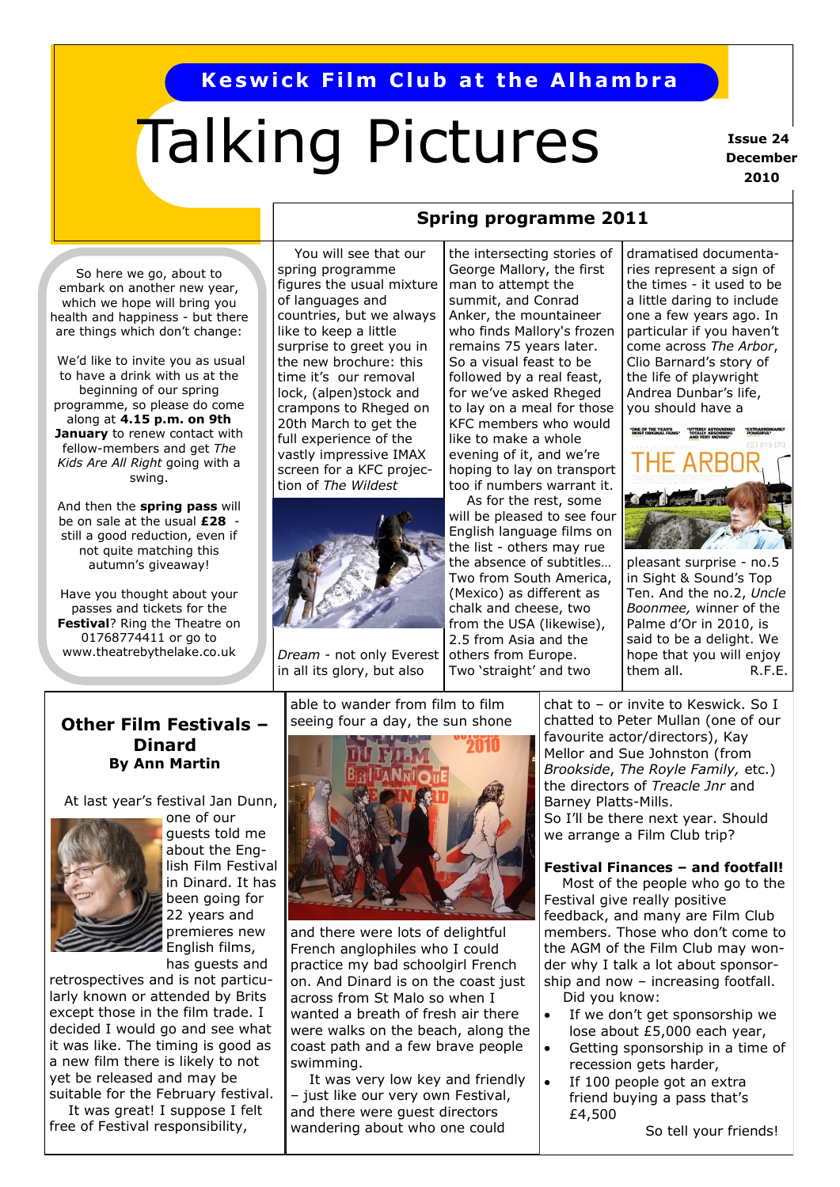# Keswick Film Club at the Alhambra

# Talking Pictures

**Issue 24 December 2010**

So here we go, about to embark on another new year, which we hope will bring you health and happiness - but there are things which don't change:

We'd like to invite you as usual to have a drink with us at the beginning of our spring programme, so please do come along at **4.15 p.m. on 9th January** to renew contact with fellow-members and get *The Kids Are All Right* going with a swing.

And then the **spring pass** will be on sale at the usual **£28** - still a good reduction, even if not quite matching this autumn's giveaway!

Have you thought about your passes and tickets for the **Festival**? Ring the Theatre on 01768774411 or go to www.theatrebythelake.co.uk

## Spring programme 2011

You will see that our spring programme figures the usual mixture of languages and countries, but we always like to keep a little surprise to greet you in the new brochure: this time it's our removal lock, (alpen)stock and crampons to Rheged on 20th March to get the full experience of the vastly impressive IMAX screen for a KFC projection of *The Wildest Dream* - not only Everest in all its glory, but also the intersecting stories of George Mallory, the first man to attempt the summit, and Conrad Anker, the mountaineer who finds Mallory's frozen remains 75 years later. So a visual feast to be followed by a real feast, for we've asked Rheged to lay on a meal for those KFC members who would like to make a whole evening of it, and we're hoping to lay on transport too if numbers warrant it.

As for the rest, some will be pleased to see four English language films on the list - others may rue the absence of subtitles… Two from South America, (Mexico) as different as chalk and cheese, two from the USA (likewise), 2.5 from Asia and the others from Europe. Two 'straight' and two dramatised documentaries represent a sign of the times - it used to be a little daring to include one a few years ago. In particular if you haven't come across *The Arbor*, Clio Barnard's story of the life of playwright Andrea Dunbar's life, you should have a pleasant surprise - no.5 in Sight & Sound's Top Ten. And the no.2, *Uncle Boonmee,* winner of the Palme d'Or in 2010, is said to be a delight. We hope that you will enjoy them all. R.F.E.

## Other Film Festivals – Dinard

**By Ann Martin**

At last year's festival Jan Dunn, one of our guests told me about the English Film Festival in Dinard. It has been going for 22 years and premieres new English films, has guests and retrospectives and is not particularly known or attended by Brits except those in the film trade. I decided I would go and see what it was like. The timing is good as a new film there is likely to not yet be released and may be suitable for the February festival.

It was great! I suppose I felt free of Festival responsibility, able to wander from film to film seeing four a day, the sun shone and there were lots of delightful French anglophiles who I could practice my bad schoolgirl French on. And Dinard is on the coast just across from St Malo so when I wanted a breath of fresh air there were walks on the beach, along the coast path and a few brave people swimming.

It was very low key and friendly – just like our very own Festival, and there were guest directors wandering about who one could chat to – or invite to Keswick. So I chatted to Peter Mullan (one of our favourite actor/directors), Kay Mellor and Sue Johnston (from *Brookside*, *The Royle Family,* etc.) the directors of *Treacle Jnr* and Barney Platts-Mills.

So I'll be there next year. Should we arrange a Film Club trip?

### Festival Finances – and footfall!

Most of the people who go to the Festival give really positive feedback, and many are Film Club members. Those who don't come to the AGM of the Film Club may wonder why I talk a lot about sponsorship and now – increasing footfall.

Did you know:

- If we don't get sponsorship we lose about £5,000 each year,
- Getting sponsorship in a time of recession gets harder,
- If 100 people got an extra friend buying a pass that's £4,500

So tell your friends!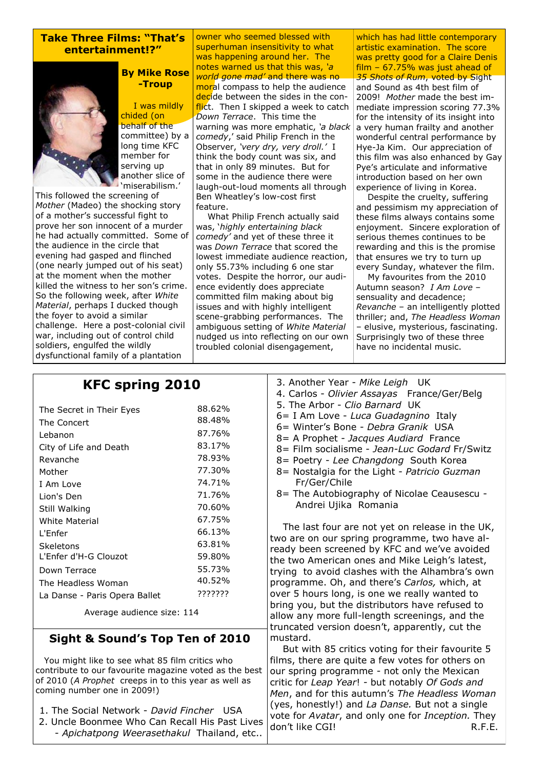## Take Three Films: "That's entertainment!?"

**By Mike Rose -Troup**

I was mildly chided (on behalf of the committee) by a long time KFC member for serving up another slice of 'miserabilism.' This followed the screening of *Mother* (Madeo) the shocking story of a mother's successful fight to prove her son innocent of a murder he had actually committed. Some of the audience in the circle that evening had gasped and flinched (one nearly jumped out of his seat) at the moment when the mother killed the witness to her son's crime. So the following week, after *White Material*, perhaps I ducked though the foyer to avoid a similar challenge. Here a post-colonial civil war, including out of control child soldiers, engulfed the wildly dysfunctional family of a plantation owner who seemed blessed with superhuman insensitivity to what was happening around her. The notes warned us that this was, *'a world gone mad'* and there was no moral compass to help the audience decide between the sides in the conflict. Then I skipped a week to catch *Down Terrace*. This time the warning was more emphatic, *'a black comedy*,' said Philip French in the Observer, *'very dry, very droll.'* I think the body count was six, and that in only 89 minutes. But for some in the audience there were laugh-out-loud moments all through Ben Wheatley's low-cost first feature.

What Philip French actually said was, '*highly entertaining black comedy'* and yet of these three it was *Down Terrace* that scored the lowest immediate audience reaction, only 55.73% including 6 one star votes. Despite the horror, our audience evidently does appreciate committed film making about big issues and with highly intelligent scene-grabbing performances. The ambiguous setting of *White Material* nudged us into reflecting on our own troubled colonial disengagement, which has had little contemporary artistic examination. The score was pretty good for a Claire Denis film – 67.75% was just ahead of *35 Shots of Rum*, voted by Sight and Sound as 4th best film of 2009! *Mother* made the best immediate impression scoring 77.3% for the intensity of its insight into a very human frailty and another wonderful central performance by Hye-Ja Kim. Our appreciation of this film was also enhanced by Gay Pye's articulate and informative introduction based on her own experience of living in Korea.

Despite the cruelty, suffering and pessimism my appreciation of these films always contains some enjoyment. Sincere exploration of serious themes continues to be rewarding and this is the promise that ensures we try to turn up every Sunday, whatever the film.

My favourites from the 2010 Autumn season? *I Am Love* – sensuality and decadence; *Revanche* – an intelligently plotted thriller; and, *The Headless Woman* – elusive, mysterious, fascinating. Surprisingly two of these three have no incidental music.

## KFC spring 2010

| | |
|---|---|
| The Secret in Their Eyes | 88.62% |
| The Concert | 88.48% |
| Lebanon | 87.76% |
| City of Life and Death | 83.17% |
| Revanche | 78.93% |
| Mother | 77.30% |
| I Am Love | 74.71% |
| Lion's Den | 71.76% |
| Still Walking | 70.60% |
| White Material | 67.75% |
| L'Enfer | 66.13% |
| Skeletons | 63.81% |
| L'Enfer d'H-G Clouzot | 59.80% |
| Down Terrace | 55.73% |
| The Headless Woman | 40.52% |
| La Danse - Paris Opera Ballet | ??????? |

Average audience size: 114

## Sight & Sound's Top Ten of 2010

You might like to see what 85 film critics who contribute to our favourite magazine voted as the best of 2010 (*A Prophet* creeps in to this year as well as coming number one in 2009!)

1. The Social Network - *David Fincher* USA
2. Uncle Boonmee Who Can Recall His Past Lives - *Apichatpong Weerasethakul* Thailand, etc..
3. Another Year - *Mike Leigh* UK
4. Carlos - *Olivier Assayas* France/Ger/Belg
5. The Arbor - *Clio Barnard* UK
6= I Am Love - *Luca Guadagnino* Italy
6= Winter's Bone - *Debra Granik* USA
8= A Prophet - *Jacques Audiard* France
8= Film socialisme - *Jean-Luc Godard* Fr/Switz
8= Poetry - *Lee Changdong* South Korea
8= Nostalgia for the Light - *Patricio Guzman* Fr/Ger/Chile
8= The Autobiography of Nicolae Ceausescu - Andrei Ujika Romania

The last four are not yet on release in the UK, two are on our spring programme, two have already been screened by KFC and we've avoided the two American ones and Mike Leigh's latest, trying to avoid clashes with the Alhambra's own programme. Oh, and there's *Carlos,* which, at over 5 hours long, is one we really wanted to bring you, but the distributors have refused to allow any more full-length screenings, and the truncated version doesn't, apparently, cut the mustard.

But with 85 critics voting for their favourite 5 films, there are quite a few votes for others on our spring programme - not only the Mexican critic for *Leap Year*! - but notably *Of Gods and Men*, and for this autumn's *The Headless Woman* (yes, honestly!) and *La Danse.* But not a single vote for *Avatar*, and only one for *Inception.* They don't like CGI! R.F.E.